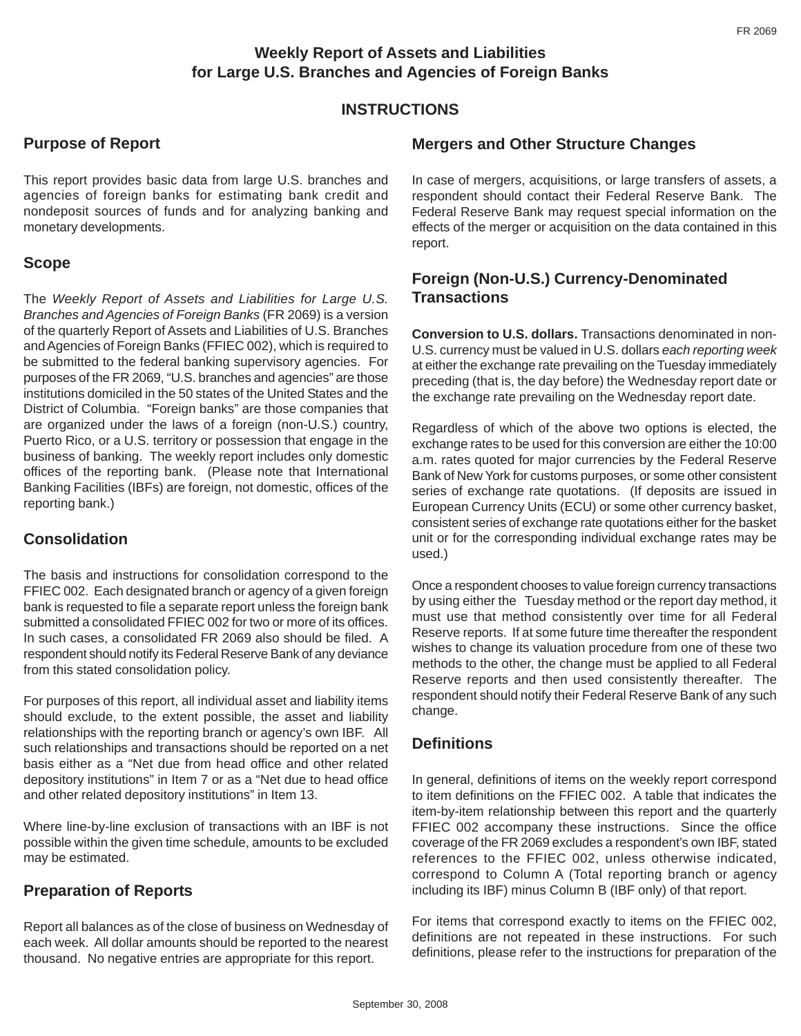# Weekly Report of Assets and Liabilities for Large U.S. Branches and Agencies of Foreign Banks

## INSTRUCTIONS

## Purpose of Report

This report provides basic data from large U.S. branches and agencies of foreign banks for estimating bank credit and nondeposit sources of funds and for analyzing banking and monetary developments.

## Scope

The *Weekly Report of Assets and Liabilities for Large U.S. Branches and Agencies of Foreign Banks* (FR 2069) is a version of the quarterly Report of Assets and Liabilities of U.S. Branches and Agencies of Foreign Banks (FFIEC 002), which is required to be submitted to the federal banking supervisory agencies. For purposes of the FR 2069, "U.S. branches and agencies" are those institutions domiciled in the 50 states of the United States and the District of Columbia. "Foreign banks" are those companies that are organized under the laws of a foreign (non-U.S.) country, Puerto Rico, or a U.S. territory or possession that engage in the business of banking. The weekly report includes only domestic offices of the reporting bank. (Please note that International Banking Facilities (IBFs) are foreign, not domestic, offices of the reporting bank.)

## Consolidation

The basis and instructions for consolidation correspond to the FFIEC 002. Each designated branch or agency of a given foreign bank is requested to file a separate report unless the foreign bank submitted a consolidated FFIEC 002 for two or more of its offices. In such cases, a consolidated FR 2069 also should be filed. A respondent should notify its Federal Reserve Bank of any deviance from this stated consolidation policy.

For purposes of this report, all individual asset and liability items should exclude, to the extent possible, the asset and liability relationships with the reporting branch or agency's own IBF. All such relationships and transactions should be reported on a net basis either as a "Net due from head office and other related depository institutions" in Item 7 or as a "Net due to head office and other related depository institutions" in Item 13.

Where line-by-line exclusion of transactions with an IBF is not possible within the given time schedule, amounts to be excluded may be estimated.

## Preparation of Reports

Report all balances as of the close of business on Wednesday of each week. All dollar amounts should be reported to the nearest thousand. No negative entries are appropriate for this report.

## Mergers and Other Structure Changes

In case of mergers, acquisitions, or large transfers of assets, a respondent should contact their Federal Reserve Bank. The Federal Reserve Bank may request special information on the effects of the merger or acquisition on the data contained in this report.

## Foreign (Non-U.S.) Currency-Denominated Transactions

**Conversion to U.S. dollars.** Transactions denominated in non-U.S. currency must be valued in U.S. dollars *each reporting week* at either the exchange rate prevailing on the Tuesday immediately preceding (that is, the day before) the Wednesday report date or the exchange rate prevailing on the Wednesday report date.

Regardless of which of the above two options is elected, the exchange rates to be used for this conversion are either the 10:00 a.m. rates quoted for major currencies by the Federal Reserve Bank of New York for customs purposes, or some other consistent series of exchange rate quotations. (If deposits are issued in European Currency Units (ECU) or some other currency basket, consistent series of exchange rate quotations either for the basket unit or for the corresponding individual exchange rates may be used.)

Once a respondent chooses to value foreign currency transactions by using either the Tuesday method or the report day method, it must use that method consistently over time for all Federal Reserve reports. If at some future time thereafter the respondent wishes to change its valuation procedure from one of these two methods to the other, the change must be applied to all Federal Reserve reports and then used consistently thereafter. The respondent should notify their Federal Reserve Bank of any such change.

## Definitions

In general, definitions of items on the weekly report correspond to item definitions on the FFIEC 002. A table that indicates the item-by-item relationship between this report and the quarterly FFIEC 002 accompany these instructions. Since the office coverage of the FR 2069 excludes a respondent's own IBF, stated references to the FFIEC 002, unless otherwise indicated, correspond to Column A (Total reporting branch or agency including its IBF) minus Column B (IBF only) of that report.

For items that correspond exactly to items on the FFIEC 002, definitions are not repeated in these instructions. For such definitions, please refer to the instructions for preparation of the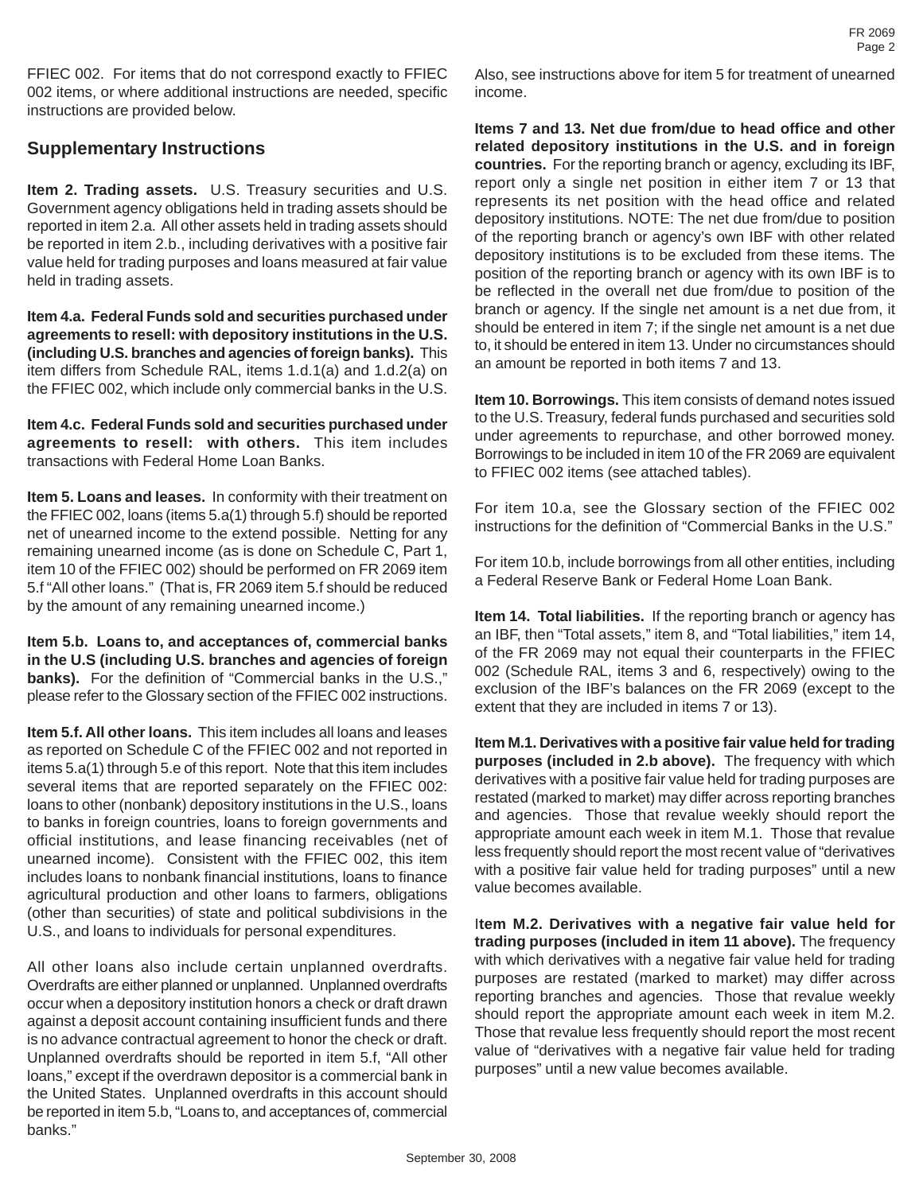FFIEC 002. For items that do not correspond exactly to FFIEC 002 items, or where additional instructions are needed, specific instructions are provided below.

## Supplementary Instructions

**Item 2. Trading assets.** U.S. Treasury securities and U.S. Government agency obligations held in trading assets should be reported in item 2.a. All other assets held in trading assets should be reported in item 2.b., including derivatives with a positive fair value held for trading purposes and loans measured at fair value held in trading assets.

**Item 4.a. Federal Funds sold and securities purchased under agreements to resell: with depository institutions in the U.S. (including U.S. branches and agencies of foreign banks).** This item differs from Schedule RAL, items 1.d.1(a) and 1.d.2(a) on the FFIEC 002, which include only commercial banks in the U.S.

**Item 4.c. Federal Funds sold and securities purchased under agreements to resell: with others.** This item includes transactions with Federal Home Loan Banks.

**Item 5. Loans and leases.** In conformity with their treatment on the FFIEC 002, loans (items 5.a(1) through 5.f) should be reported net of unearned income to the extend to possible. Netting for any remaining unearned income (as is done on Schedule C, Part 1, item 10 of the FFIEC 002) should be performed on FR 2069 item 5.f "All other loans." (That is, FR 2069 item 5.f should be reduced by the amount of any remaining unearned income.)

**Item 5.b. Loans to, and acceptances of, commercial banks in the U.S (including U.S. branches and agencies of foreign banks).** For the definition of "Commercial banks in the U.S.," please refer to the Glossary section of the FFIEC 002 instructions.

**Item 5.f. All other loans.** This item includes all loans and leases as reported on Schedule C of the FFIEC 002 and not reported in items 5.a(1) through 5.e of this report. Note that this item includes several items that are reported separately on the FFIEC 002: loans to other (nonbank) depository institutions in the U.S., loans to banks in foreign countries, loans to foreign governments and official institutions, and lease financing receivables (net of unearned income). Consistent with the FFIEC 002, this item includes loans to nonbank financial institutions, loans to finance agricultural production and other loans to farmers, obligations (other than securities) of state and political subdivisions in the U.S., and loans to individuals for personal expenditures.

All other loans also include certain unplanned overdrafts. Overdrafts are either planned or unplanned. Unplanned overdrafts occur when a depository institution honors a check or draft drawn against a deposit account containing insufficient funds and there is no advance contractual agreement to honor the check or draft. Unplanned overdrafts should be reported in item 5.f, "All other loans," except if the overdrawn depositor is a commercial bank in the United States. Unplanned overdrafts in this account should be reported in item 5.b, "Loans to, and acceptances of, commercial banks."

Also, see instructions above for item 5 for treatment of unearned income.

**Items 7 and 13. Net due from/due to head office and other related depository institutions in the U.S. and in foreign countries.** For the reporting branch or agency, excluding its IBF, report only a single net position in either item 7 or 13 that represents its net position with the head office and related depository institutions. NOTE: The net due from/due to position of the reporting branch or agency's own IBF with other related depository institutions is to be excluded from these items. The position of the reporting branch or agency with its own IBF is to be reflected in the overall net due from/due to position of the branch or agency. If the single net amount is a net due from, it should be entered in item 7; if the single net amount is a net due to, it should be entered in item 13. Under no circumstances should an amount be reported in both items 7 and 13.

**Item 10. Borrowings.** This item consists of demand notes issued to the U.S. Treasury, federal funds purchased and securities sold under agreements to repurchase, and other borrowed money. Borrowings to be included in item 10 of the FR 2069 are equivalent to FFIEC 002 items (see attached tables).

For item 10.a, see the Glossary section of the FFIEC 002 instructions for the definition of "Commercial Banks in the U.S."

For item 10.b, include borrowings from all other entities, including a Federal Reserve Bank or Federal Home Loan Bank.

**Item 14. Total liabilities.** If the reporting branch or agency has an IBF, then "Total assets," item 8, and "Total liabilities," item 14, of the FR 2069 may not equal their counterparts in the FFIEC 002 (Schedule RAL, items 3 and 6, respectively) owing to the exclusion of the IBF's balances on the FR 2069 (except to the extent that they are included in items 7 or 13).

**Item M.1. Derivatives with a positive fair value held for trading purposes (included in 2.b above).** The frequency with which derivatives with a positive fair value held for trading purposes are restated (marked to market) may differ across reporting branches and agencies. Those that revalue weekly should report the appropriate amount each week in item M.1. Those that revalue less frequently should report the most recent value of "derivatives with a positive fair value held for trading purposes" until a new value becomes available.

**Item M.2. Derivatives with a negative fair value held for trading purposes (included in item 11 above).** The frequency with which derivatives with a negative fair value held for trading purposes are restated (marked to market) may differ across reporting branches and agencies. Those that revalue weekly should report the appropriate amount each week in item M.2. Those that revalue less frequently should report the most recent value of "derivatives with a negative fair value held for trading purposes" until a new value becomes available.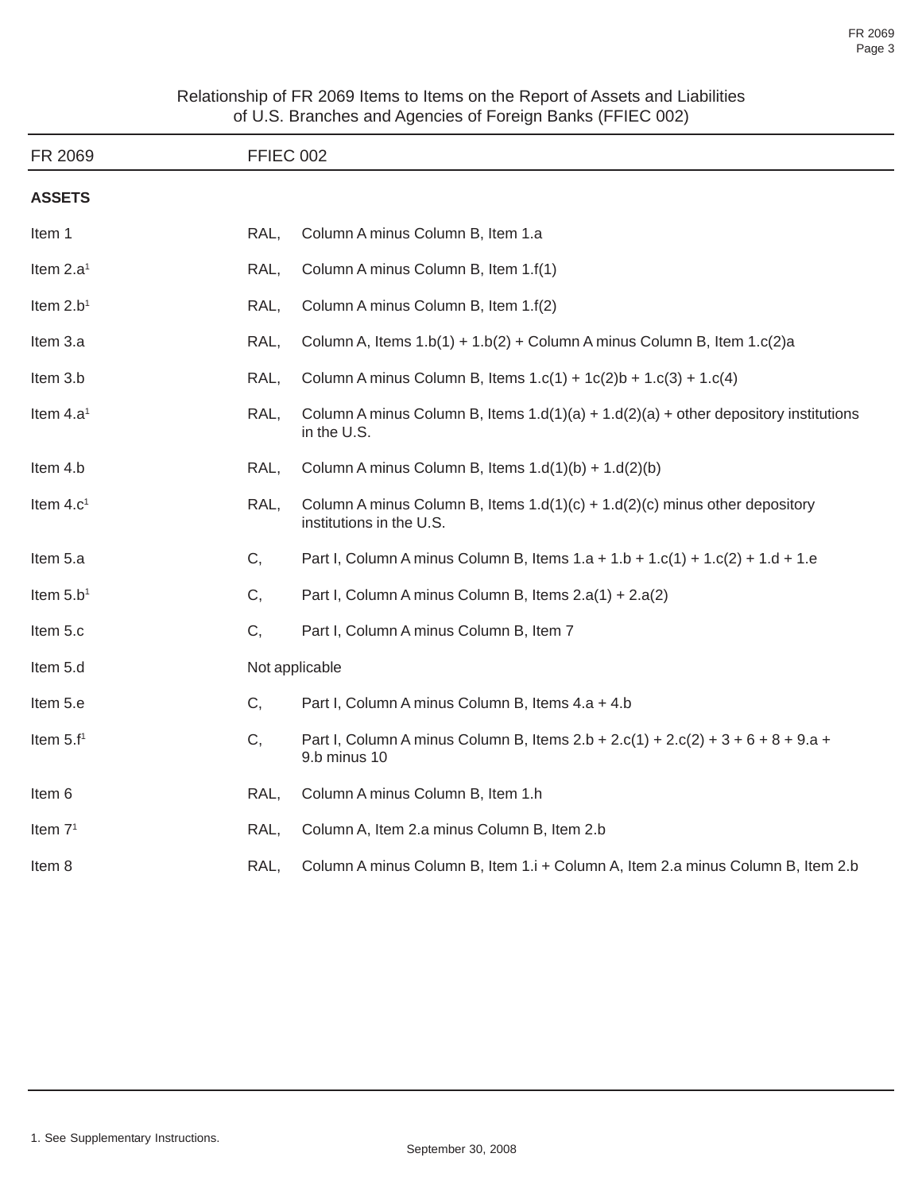Relationship of FR 2069 Items to Items on the Report of Assets and Liabilities of U.S. Branches and Agencies of Foreign Banks (FFIEC 002)

| FR 2069 | FFIEC 002 | |
|---|---|---|
| **ASSETS** | | |
| Item 1 | RAL, | Column A minus Column B, Item 1.a |
| Item 2.a[1] | RAL, | Column A minus Column B, Item 1.f(1) |
| Item 2.b[1] | RAL, | Column A minus Column B, Item 1.f(2) |
| Item 3.a | RAL, | Column A, Items 1.b(1) + 1.b(2) + Column A minus Column B, Item 1.c(2)a |
| Item 3.b | RAL, | Column A minus Column B, Items 1.c(1) + 1c(2)b + 1.c(3) + 1.c(4) |
| Item 4.a[1] | RAL, | Column A minus Column B, Items 1.d(1)(a) + 1.d(2)(a) + other depository institutions in the U.S. |
| Item 4.b | RAL, | Column A minus Column B, Items 1.d(1)(b) + 1.d(2)(b) |
| Item 4.c[1] | RAL, | Column A minus Column B, Items 1.d(1)(c) + 1.d(2)(c) minus other depository institutions in the U.S. |
| Item 5.a | C, | Part I, Column A minus Column B, Items 1.a + 1.b + 1.c(1) + 1.c(2) + 1.d + 1.e |
| Item 5.b[1] | C, | Part I, Column A minus Column B, Items 2.a(1) + 2.a(2) |
| Item 5.c | C, | Part I, Column A minus Column B, Item 7 |
| Item 5.d | Not applicable | |
| Item 5.e | C, | Part I, Column A minus Column B, Items 4.a + 4.b |
| Item 5.f[1] | C, | Part I, Column A minus Column B, Items 2.b + 2.c(1) + 2.c(2) + 3 + 6 + 8 + 9.a + 9.b minus 10 |
| Item 6 | RAL, | Column A minus Column B, Item 1.h |
| Item 7[1] | RAL, | Column A, Item 2.a minus Column B, Item 2.b |
| Item 8 | RAL, | Column A minus Column B, Item 1.i + Column A, Item 2.a minus Column B, Item 2.b |

1. See Supplementary Instructions.

September 30, 2008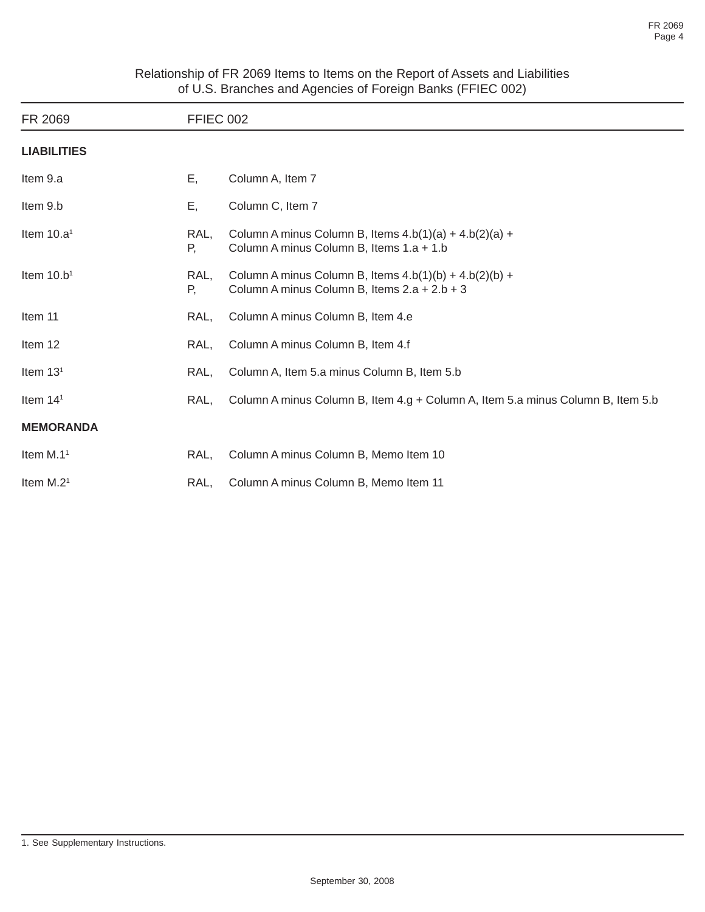## Relationship of FR 2069 Items to Items on the Report of Assets and Liabilities of U.S. Branches and Agencies of Foreign Banks (FFIEC 002)

| FR 2069 | FFIEC 002 | |
|---|---|---|
| **LIABILITIES** | | |
| Item 9.a | E, | Column A, Item 7 |
| Item 9.b | E, | Column C, Item 7 |
| Item 10.a[1] | RAL, P, | Column A minus Column B, Items 4.b(1)(a) + 4.b(2)(a) + Column A minus Column B, Items 1.a + 1.b |
| Item 10.b[1] | RAL, P, | Column A minus Column B, Items 4.b(1)(b) + 4.b(2)(b) + Column A minus Column B, Items 2.a + 2.b + 3 |
| Item 11 | RAL, | Column A minus Column B, Item 4.e |
| Item 12 | RAL, | Column A minus Column B, Item 4.f |
| Item 13[1] | RAL, | Column A, Item 5.a minus Column B, Item 5.b |
| Item 14[1] | RAL, | Column A minus Column B, Item 4.g + Column A, Item 5.a minus Column B, Item 5.b |
| **MEMORANDA** | | |
| Item M.1[1] | RAL, | Column A minus Column B, Memo Item 10 |
| Item M.2[1] | RAL, | Column A minus Column B, Memo Item 11 |

1. See Supplementary Instructions.

September 30, 2008